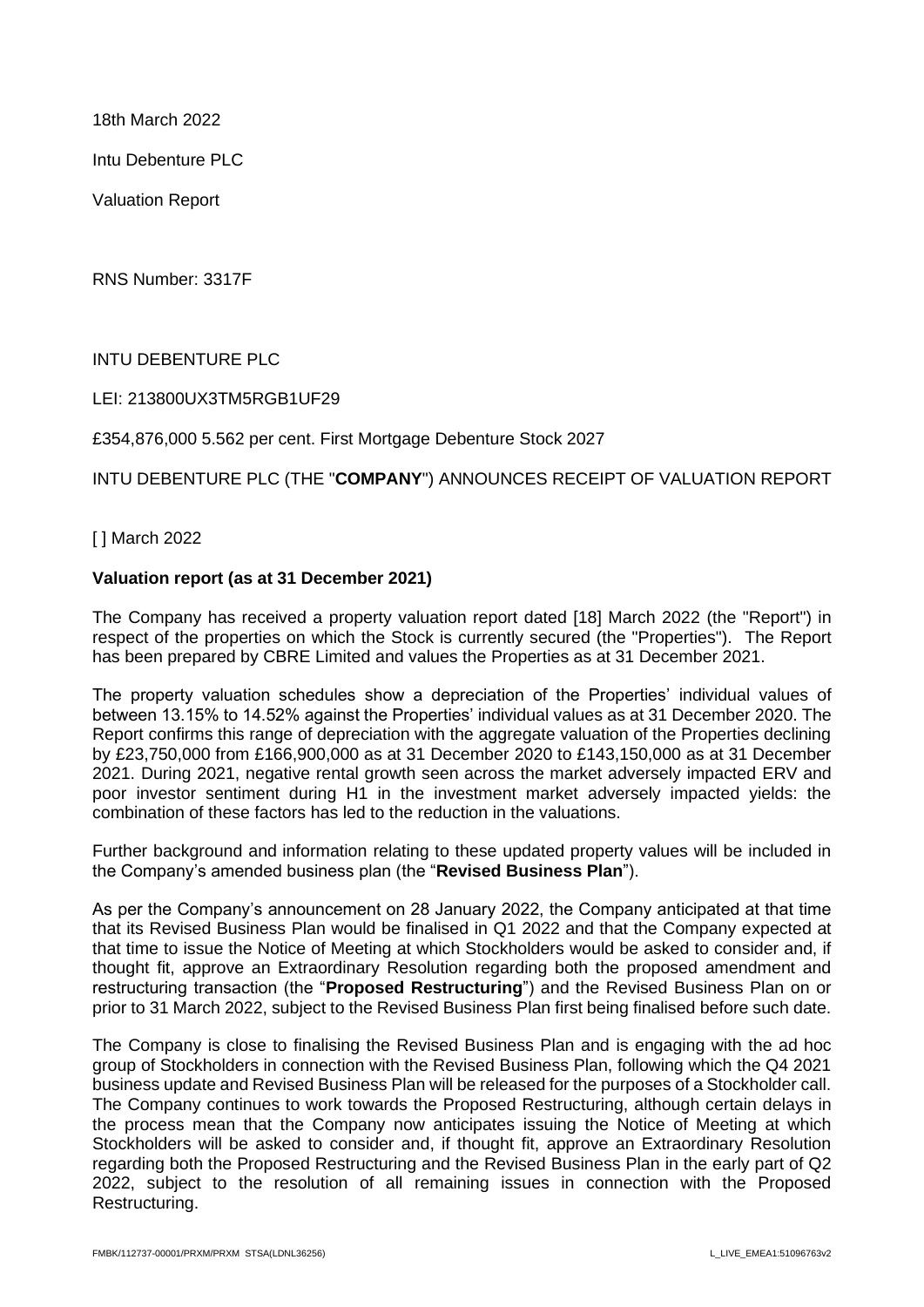18th March 2022

Intu Debenture PLC

Valuation Report

RNS Number: 3317F

INTU DEBENTURE PLC

LEI: 213800UX3TM5RGB1UF29

£354,876,000 5.562 per cent. First Mortgage Debenture Stock 2027

INTU DEBENTURE PLC (THE "**COMPANY**") ANNOUNCES RECEIPT OF VALUATION REPORT

[ ] March 2022

**Valuation report (as at 31 December 2021)**

The Company has received a property valuation report dated [18] March 2022 (the "Report") in respect of the properties on which the Stock is currently secured (the "Properties"). The Report has been prepared by CBRE Limited and values the Properties as at 31 December 2021.

The property valuation schedules show a depreciation of the Properties' individual values of between 13.15% to 14.52% against the Properties' individual values as at 31 December 2020. The Report confirms this range of depreciation with the aggregate valuation of the Properties declining by £23,750,000 from £166,900,000 as at 31 December 2020 to £143,150,000 as at 31 December 2021. During 2021, negative rental growth seen across the market adversely impacted ERV and poor investor sentiment during H1 in the investment market adversely impacted yields: the combination of these factors has led to the reduction in the valuations.

Further background and information relating to these updated property values will be included in the Company's amended business plan (the "**Revised Business Plan**").

As per the Company's announcement on 28 January 2022, the Company anticipated at that time that its Revised Business Plan would be finalised in Q1 2022 and that the Company expected at that time to issue the Notice of Meeting at which Stockholders would be asked to consider and, if thought fit, approve an Extraordinary Resolution regarding both the proposed amendment and restructuring transaction (the "**Proposed Restructuring**") and the Revised Business Plan on or prior to 31 March 2022, subject to the Revised Business Plan first being finalised before such date.

The Company is close to finalising the Revised Business Plan and is engaging with the ad hoc group of Stockholders in connection with the Revised Business Plan, following which the Q4 2021 business update and Revised Business Plan will be released for the purposes of a Stockholder call. The Company continues to work towards the Proposed Restructuring, although certain delays in the process mean that the Company now anticipates issuing the Notice of Meeting at which Stockholders will be asked to consider and, if thought fit, approve an Extraordinary Resolution regarding both the Proposed Restructuring and the Revised Business Plan in the early part of Q2 2022, subject to the resolution of all remaining issues in connection with the Proposed Restructuring.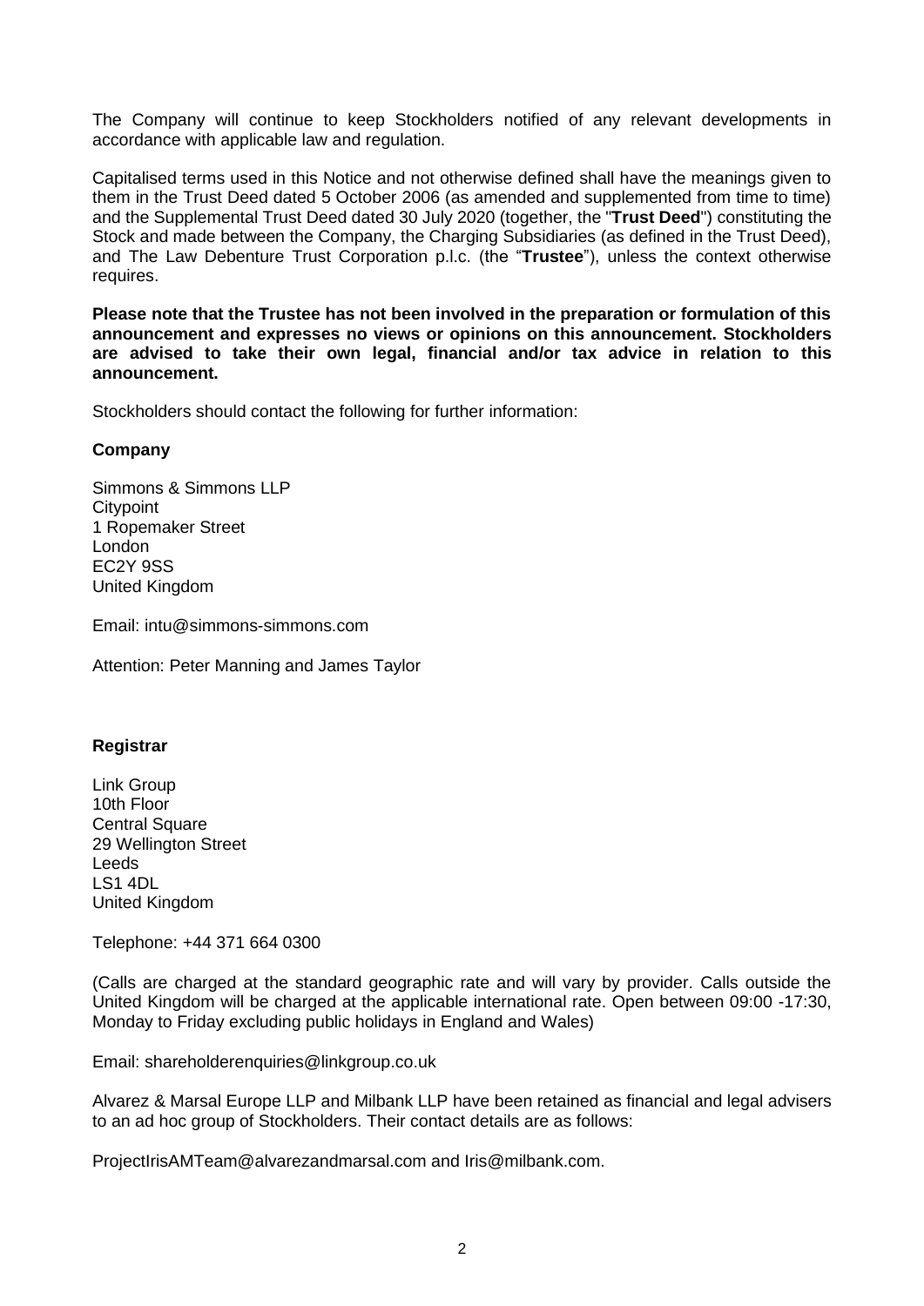The Company will continue to keep Stockholders notified of any relevant developments in accordance with applicable law and regulation.

Capitalised terms used in this Notice and not otherwise defined shall have the meanings given to them in the Trust Deed dated 5 October 2006 (as amended and supplemented from time to time) and the Supplemental Trust Deed dated 30 July 2020 (together, the "**Trust Deed**") constituting the Stock and made between the Company, the Charging Subsidiaries (as defined in the Trust Deed), and The Law Debenture Trust Corporation p.l.c. (the "**Trustee**"), unless the context otherwise requires.

**Please note that the Trustee has not been involved in the preparation or formulation of this announcement and expresses no views or opinions on this announcement. Stockholders are advised to take their own legal, financial and/or tax advice in relation to this announcement.**

Stockholders should contact the following for further information:

**Company**

Simmons & Simmons LLP
Citypoint
1 Ropemaker Street
London
EC2Y 9SS
United Kingdom

Email: intu@simmons-simmons.com

Attention: Peter Manning and James Taylor

**Registrar**

Link Group
10th Floor
Central Square
29 Wellington Street
Leeds
LS1 4DL
United Kingdom

Telephone: +44 371 664 0300

(Calls are charged at the standard geographic rate and will vary by provider. Calls outside the United Kingdom will be charged at the applicable international rate. Open between 09:00 -17:30, Monday to Friday excluding public holidays in England and Wales)

Email: shareholderenquiries@linkgroup.co.uk

Alvarez & Marsal Europe LLP and Milbank LLP have been retained as financial and legal advisers to an ad hoc group of Stockholders. Their contact details are as follows:

ProjectIrisAMTeam@alvarezandmarsal.com and Iris@milbank.com.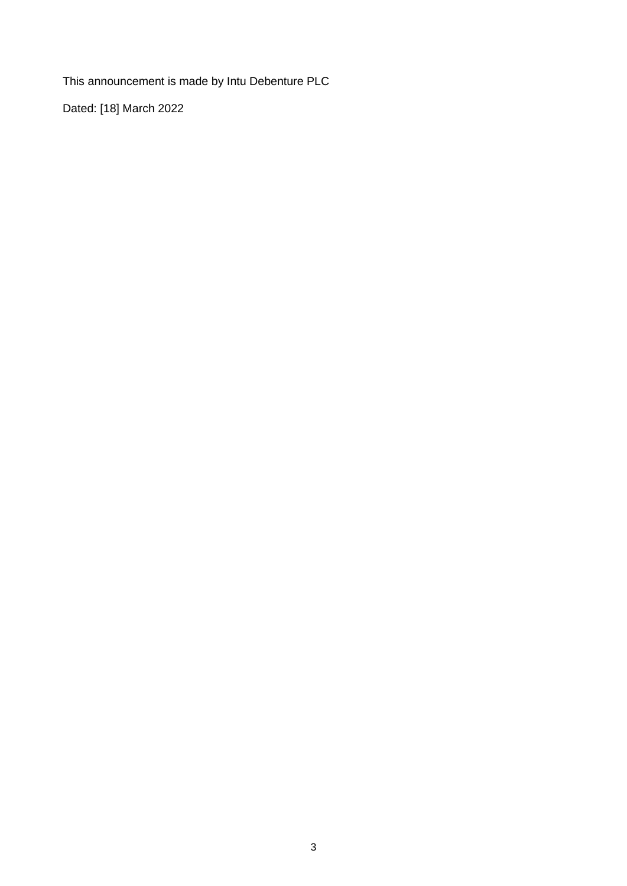This announcement is made by Intu Debenture PLC

Dated: [18] March 2022